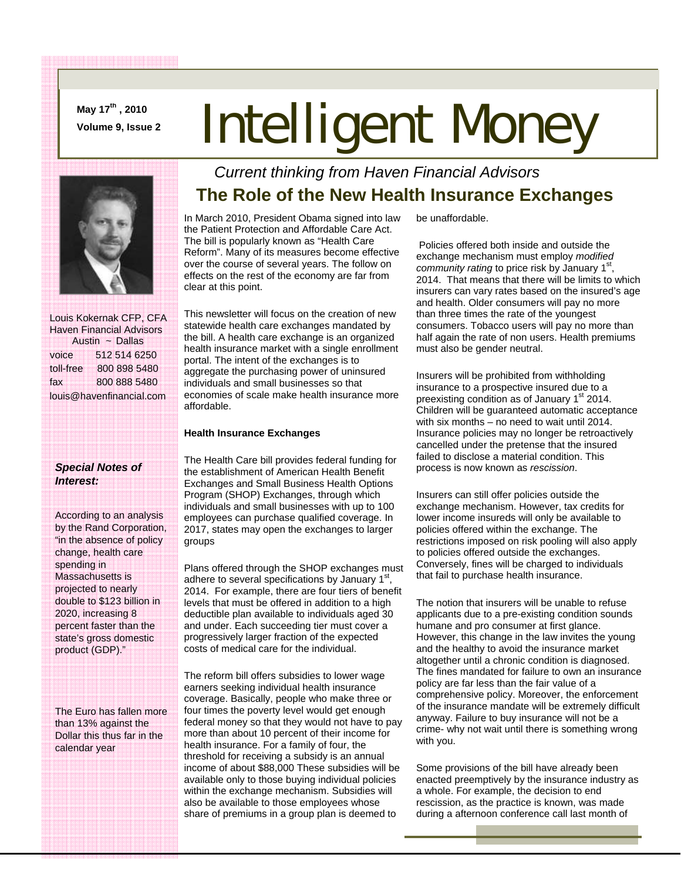May 17th, 2010

Volume 9, Issue 2

# Intelligent Money

Louis Kokernak CFP, CFA
Haven Financial Advisors
Austin ~ Dallas

| | |
|---|---|
| voice | 512 514 6250 |
| toll-free | 800 898 5480 |
| fax | 800 888 5480 |

louis@havenfinancial.com

***Special Notes of Interest:***

According to an analysis by the Rand Corporation, "in the absence of policy change, health care spending in Massachusetts is projected to nearly double to $123 billion in 2020, increasing 8 percent faster than the state's gross domestic product (GDP)."

The Euro has fallen more than 13% against the Dollar this thus far in the calendar year

*Current thinking from Haven Financial Advisors*

## The Role of the New Health Insurance Exchanges

In March 2010, President Obama signed into law the Patient Protection and Affordable Care Act. The bill is popularly known as "Health Care Reform". Many of its measures become effective over the course of several years. The follow on effects on the rest of the economy are far from clear at this point.

This newsletter will focus on the creation of new statewide health care exchanges mandated by the bill. A health care exchange is an organized health insurance market with a single enrollment portal. The intent of the exchanges is to aggregate the purchasing power of uninsured individuals and small businesses so that economies of scale make health insurance more affordable.

**Health Insurance Exchanges**

The Health Care bill provides federal funding for the establishment of American Health Benefit Exchanges and Small Business Health Options Program (SHOP) Exchanges, through which individuals and small businesses with up to 100 employees can purchase qualified coverage. In 2017, states may open the exchanges to larger groups

Plans offered through the SHOP exchanges must adhere to several specifications by January 1st, 2014. For example, there are four tiers of benefit levels that must be offered in addition to a high deductible plan available to individuals aged 30 and under. Each succeeding tier must cover a progressively larger fraction of the expected costs of medical care for the individual.

The reform bill offers subsidies to lower wage earners seeking individual health insurance coverage. Basically, people who make three or four times the poverty level would get enough federal money so that they would not have to pay more than about 10 percent of their income for health insurance. For a family of four, the threshold for receiving a subsidy is an annual income of about $88,000 These subsidies will be available only to those buying individual policies within the exchange mechanism. Subsidies will also be available to those employees whose share of premiums in a group plan is deemed to be unaffordable.

Policies offered both inside and outside the exchange mechanism must employ *modified community rating* to price risk by January 1st, 2014. That means that there will be limits to which insurers can vary rates based on the insured's age and health. Older consumers will pay no more than three times the rate of the youngest consumers. Tobacco users will pay no more than half again the rate of non users. Health premiums must also be gender neutral.

Insurers will be prohibited from withholding insurance to a prospective insured due to a preexisting condition as of January 1st 2014. Children will be guaranteed automatic acceptance with six months – no need to wait until 2014. Insurance policies may no longer be retroactively cancelled under the pretense that the insured failed to disclose a material condition. This process is now known as *rescission*.

Insurers can still offer policies outside the exchange mechanism. However, tax credits for lower income insureds will only be available to policies offered within the exchange. The restrictions imposed on risk pooling will also apply to policies offered outside the exchanges. Conversely, fines will be charged to individuals that fail to purchase health insurance.

The notion that insurers will be unable to refuse applicants due to a pre-existing condition sounds humane and pro consumer at first glance. However, this change in the law invites the young and the healthy to avoid the insurance market altogether until a chronic condition is diagnosed. The fines mandated for failure to own an insurance policy are far less than the fair value of a comprehensive policy. Moreover, the enforcement of the insurance mandate will be extremely difficult anyway. Failure to buy insurance will not be a crime- why not wait until there is something wrong with you.

Some provisions of the bill have already been enacted preemptively by the insurance industry as a whole. For example, the decision to end rescission, as the practice is known, was made during a afternoon conference call last month of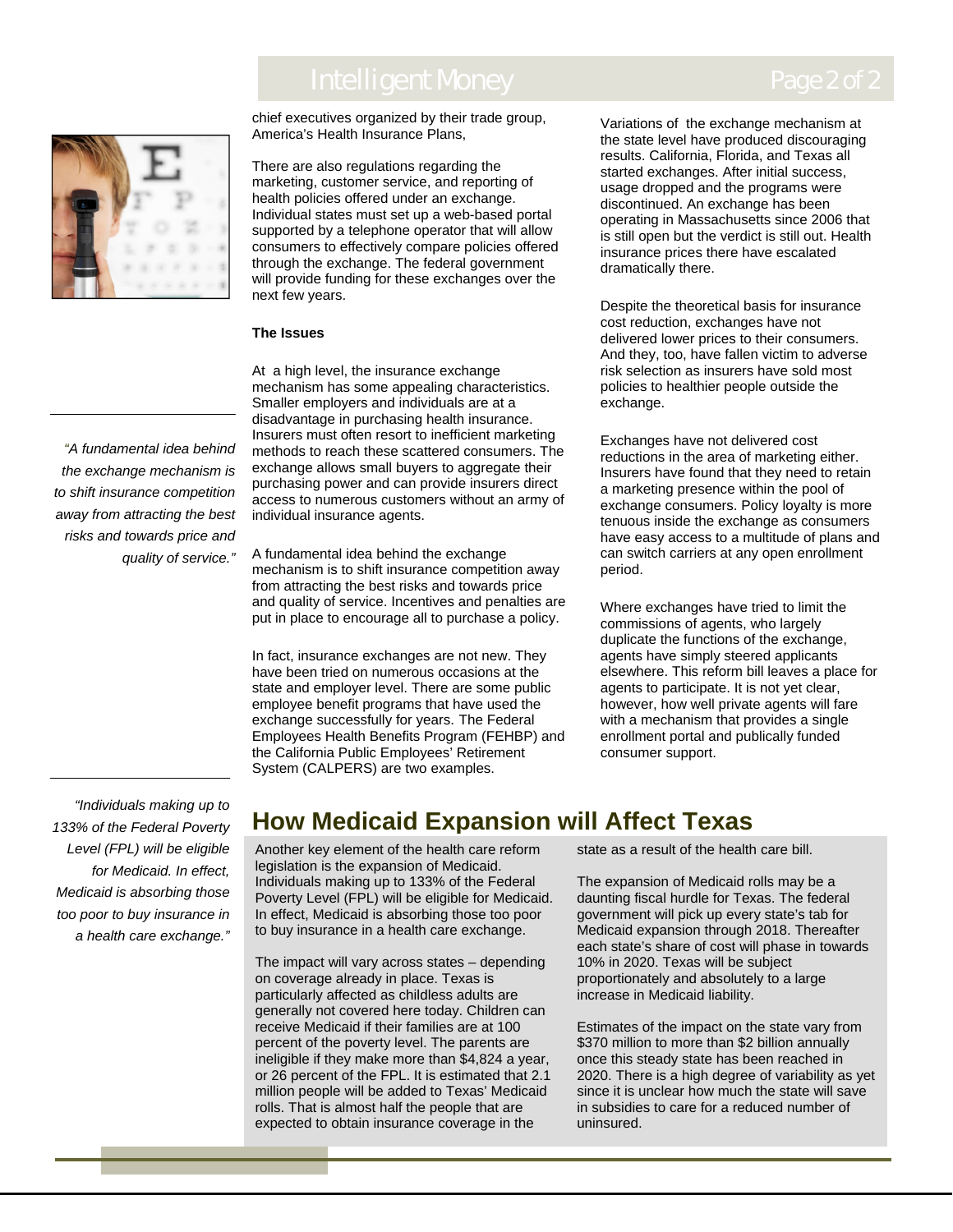chief executives organized by their trade group, America's Health Insurance Plans,

There are also regulations regarding the marketing, customer service, and reporting of health policies offered under an exchange. Individual states must set up a web-based portal supported by a telephone operator that will allow consumers to effectively compare policies offered through the exchange. The federal government will provide funding for these exchanges over the next few years.

**The Issues**

At a high level, the insurance exchange mechanism has some appealing characteristics. Smaller employers and individuals are at a disadvantage in purchasing health insurance. Insurers must often resort to inefficient marketing methods to reach these scattered consumers. The exchange allows small buyers to aggregate their purchasing power and can provide insurers direct access to numerous customers without an army of individual insurance agents.

*"A fundamental idea behind the exchange mechanism is to shift insurance competition away from attracting the best risks and towards price and quality of service."*

A fundamental idea behind the exchange mechanism is to shift insurance competition away from attracting the best risks and towards price and quality of service. Incentives and penalties are put in place to encourage all to purchase a policy.

In fact, insurance exchanges are not new. They have been tried on numerous occasions at the state and employer level. There are some public employee benefit programs that have used the exchange successfully for years. The Federal Employees Health Benefits Program (FEHBP) and the California Public Employees' Retirement System (CALPERS) are two examples.

Variations of the exchange mechanism at the state level have produced discouraging results. California, Florida, and Texas all started exchanges. After initial success, usage dropped and the programs were discontinued. An exchange has been operating in Massachusetts since 2006 that is still open but the verdict is still out. Health insurance prices there have escalated dramatically there.

Despite the theoretical basis for insurance cost reduction, exchanges have not delivered lower prices to their consumers. And they, too, have fallen victim to adverse risk selection as insurers have sold most policies to healthier people outside the exchange.

Exchanges have not delivered cost reductions in the area of marketing either. Insurers have found that they need to retain a marketing presence within the pool of exchange consumers. Policy loyalty is more tenuous inside the exchange as consumers have easy access to a multitude of plans and can switch carriers at any open enrollment period.

Where exchanges have tried to limit the commissions of agents, who largely duplicate the functions of the exchange, agents have simply steered applicants elsewhere. This reform bill leaves a place for agents to participate. It is not yet clear, however, how well private agents will fare with a mechanism that provides a single enrollment portal and publically funded consumer support.

## How Medicaid Expansion will Affect Texas

*"Individuals making up to 133% of the Federal Poverty Level (FPL) will be eligible for Medicaid. In effect, Medicaid is absorbing those too poor to buy insurance in a health care exchange."*

Another key element of the health care reform legislation is the expansion of Medicaid. Individuals making up to 133% of the Federal Poverty Level (FPL) will be eligible for Medicaid. In effect, Medicaid is absorbing those too poor to buy insurance in a health care exchange.

The impact will vary across states – depending on coverage already in place. Texas is particularly affected as childless adults are generally not covered here today. Children can receive Medicaid if their families are at 100 percent of the poverty level. The parents are ineligible if they make more than $4,824 a year, or 26 percent of the FPL. It is estimated that 2.1 million people will be added to Texas' Medicaid rolls. That is almost half the people that are expected to obtain insurance coverage in the state as a result of the health care bill.

The expansion of Medicaid rolls may be a daunting fiscal hurdle for Texas. The federal government will pick up every state's tab for Medicaid expansion through 2018. Thereafter each state's share of cost will phase in towards 10% in 2020. Texas will be subject proportionately and absolutely to a large increase in Medicaid liability.

Estimates of the impact on the state vary from $370 million to more than $2 billion annually once this steady state has been reached in 2020. There is a high degree of variability as yet since it is unclear how much the state will save in subsidies to care for a reduced number of uninsured.